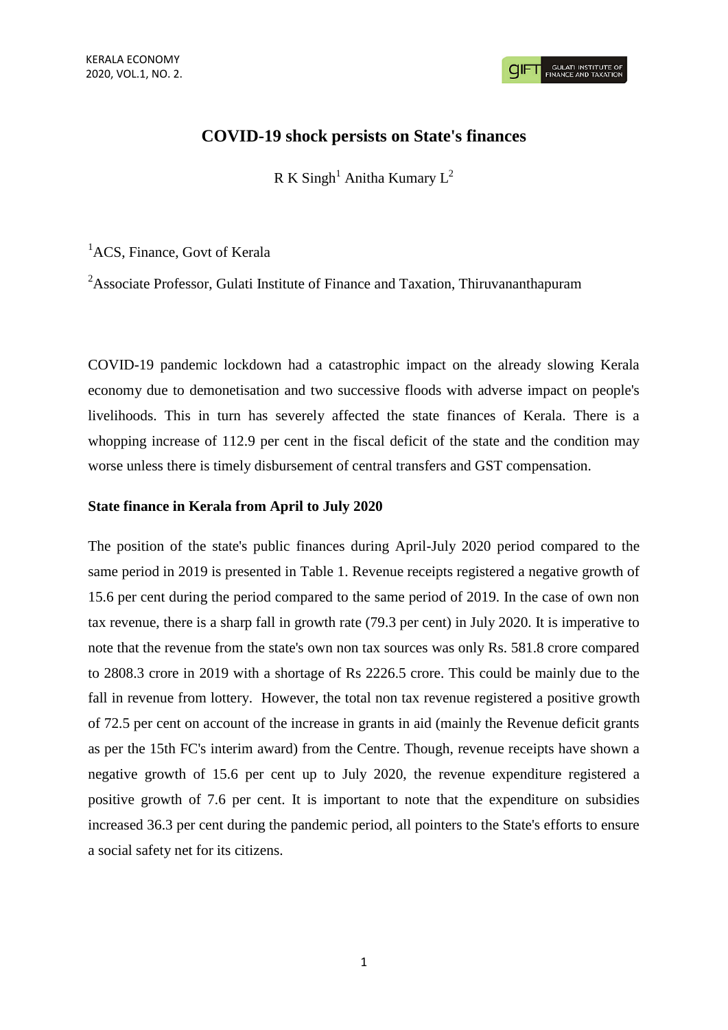# COVID-19 shock persists on State's finances

R K Singh[1] Anitha Kumary L[2]

[1]ACS, Finance, Govt of Kerala

[2]Associate Professor, Gulati Institute of Finance and Taxation, Thiruvananthapuram

COVID-19 pandemic lockdown had a catastrophic impact on the already slowing Kerala economy due to demonetisation and two successive floods with adverse impact on people's livelihoods. This in turn has severely affected the state finances of Kerala. There is a whopping increase of 112.9 per cent in the fiscal deficit of the state and the condition may worse unless there is timely disbursement of central transfers and GST compensation.

## State finance in Kerala from April to July 2020

The position of the state's public finances during April-July 2020 period compared to the same period in 2019 is presented in Table 1. Revenue receipts registered a negative growth of 15.6 per cent during the period compared to the same period of 2019. In the case of own non tax revenue, there is a sharp fall in growth rate (79.3 per cent) in July 2020. It is imperative to note that the revenue from the state's own non tax sources was only Rs. 581.8 crore compared to 2808.3 crore in 2019 with a shortage of Rs 2226.5 crore. This could be mainly due to the fall in revenue from lottery. However, the total non tax revenue registered a positive growth of 72.5 per cent on account of the increase in grants in aid (mainly the Revenue deficit grants as per the 15th FC's interim award) from the Centre. Though, revenue receipts have shown a negative growth of 15.6 per cent up to July 2020, the revenue expenditure registered a positive growth of 7.6 per cent. It is important to note that the expenditure on subsidies increased 36.3 per cent during the pandemic period, all pointers to the State's efforts to ensure a social safety net for its citizens.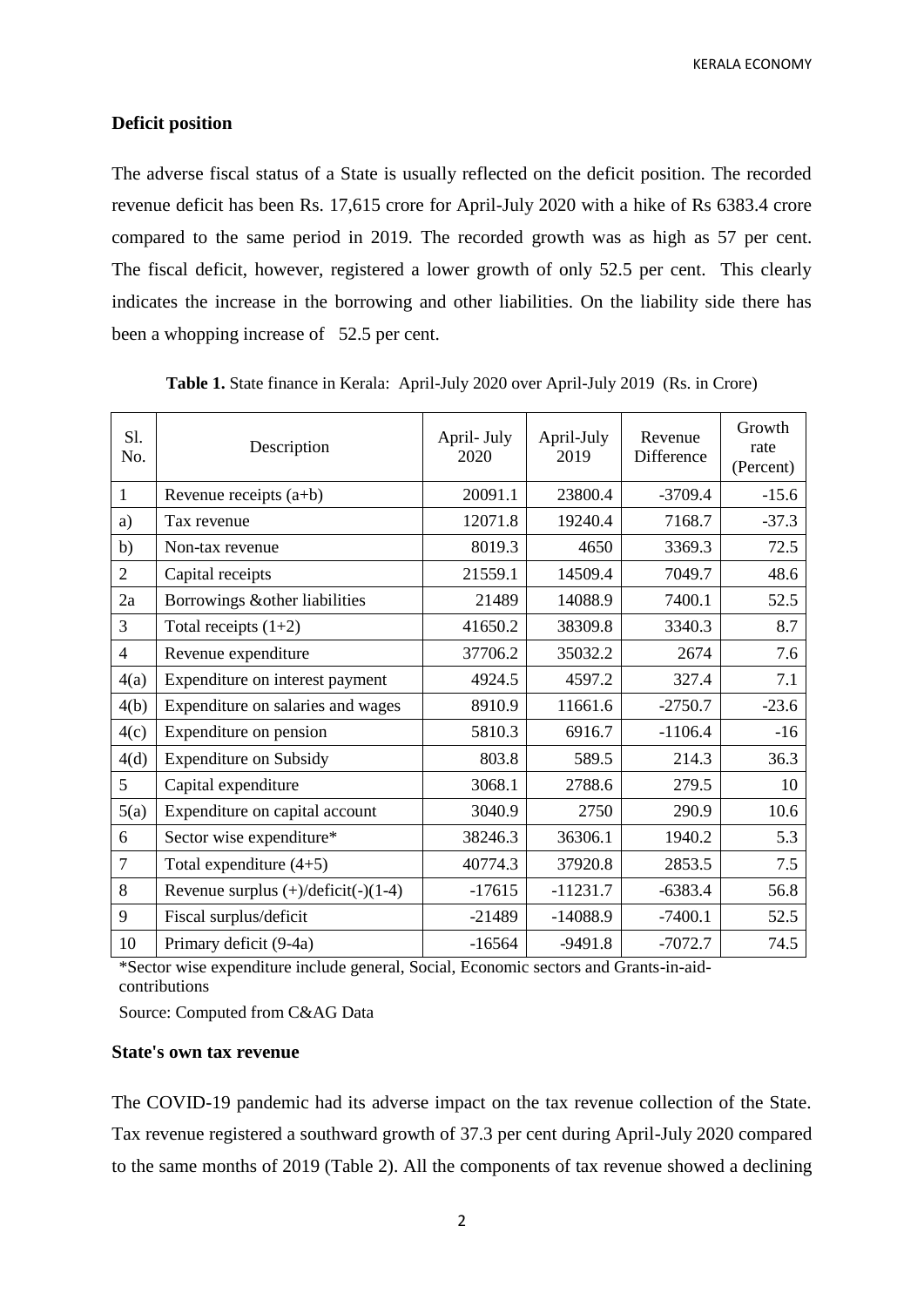## Deficit position

The adverse fiscal status of a State is usually reflected on the deficit position. The recorded revenue deficit has been Rs. 17,615 crore for April-July 2020 with a hike of Rs 6383.4 crore compared to the same period in 2019. The recorded growth was as high as 57 per cent. The fiscal deficit, however, registered a lower growth of only 52.5 per cent. This clearly indicates the increase in the borrowing and other liabilities. On the liability side there has been a whopping increase of 52.5 per cent.

**Table 1.** State finance in Kerala: April-July 2020 over April-July 2019 (Rs. in Crore)

| Sl. No. | Description | April- July 2020 | April-July 2019 | Revenue Difference | Growth rate (Percent) |
|---|---|---|---|---|---|
| 1 | Revenue receipts (a+b) | 20091.1 | 23800.4 | -3709.4 | -15.6 |
| a) | Tax revenue | 12071.8 | 19240.4 | 7168.7 | -37.3 |
| b) | Non-tax revenue | 8019.3 | 4650 | 3369.3 | 72.5 |
| 2 | Capital receipts | 21559.1 | 14509.4 | 7049.7 | 48.6 |
| 2a | Borrowings &other liabilities | 21489 | 14088.9 | 7400.1 | 52.5 |
| 3 | Total receipts (1+2) | 41650.2 | 38309.8 | 3340.3 | 8.7 |
| 4 | Revenue expenditure | 37706.2 | 35032.2 | 2674 | 7.6 |
| 4(a) | Expenditure on interest payment | 4924.5 | 4597.2 | 327.4 | 7.1 |
| 4(b) | Expenditure on salaries and wages | 8910.9 | 11661.6 | -2750.7 | -23.6 |
| 4(c) | Expenditure on pension | 5810.3 | 6916.7 | -1106.4 | -16 |
| 4(d) | Expenditure on Subsidy | 803.8 | 589.5 | 214.3 | 36.3 |
| 5 | Capital expenditure | 3068.1 | 2788.6 | 279.5 | 10 |
| 5(a) | Expenditure on capital account | 3040.9 | 2750 | 290.9 | 10.6 |
| 6 | Sector wise expenditure* | 38246.3 | 36306.1 | 1940.2 | 5.3 |
| 7 | Total expenditure (4+5) | 40774.3 | 37920.8 | 2853.5 | 7.5 |
| 8 | Revenue surplus (+)/deficit(-)(1-4) | -17615 | -11231.7 | -6383.4 | 56.8 |
| 9 | Fiscal surplus/deficit | -21489 | -14088.9 | -7400.1 | 52.5 |
| 10 | Primary deficit (9-4a) | -16564 | -9491.8 | -7072.7 | 74.5 |

*Sector wise expenditure include general, Social, Economic sectors and Grants-in-aid-contributions

Source: Computed from C&AG Data

### State's own tax revenue

The COVID-19 pandemic had its adverse impact on the tax revenue collection of the State. Tax revenue registered a southward growth of 37.3 per cent during April-July 2020 compared to the same months of 2019 (Table 2). All the components of tax revenue showed a declining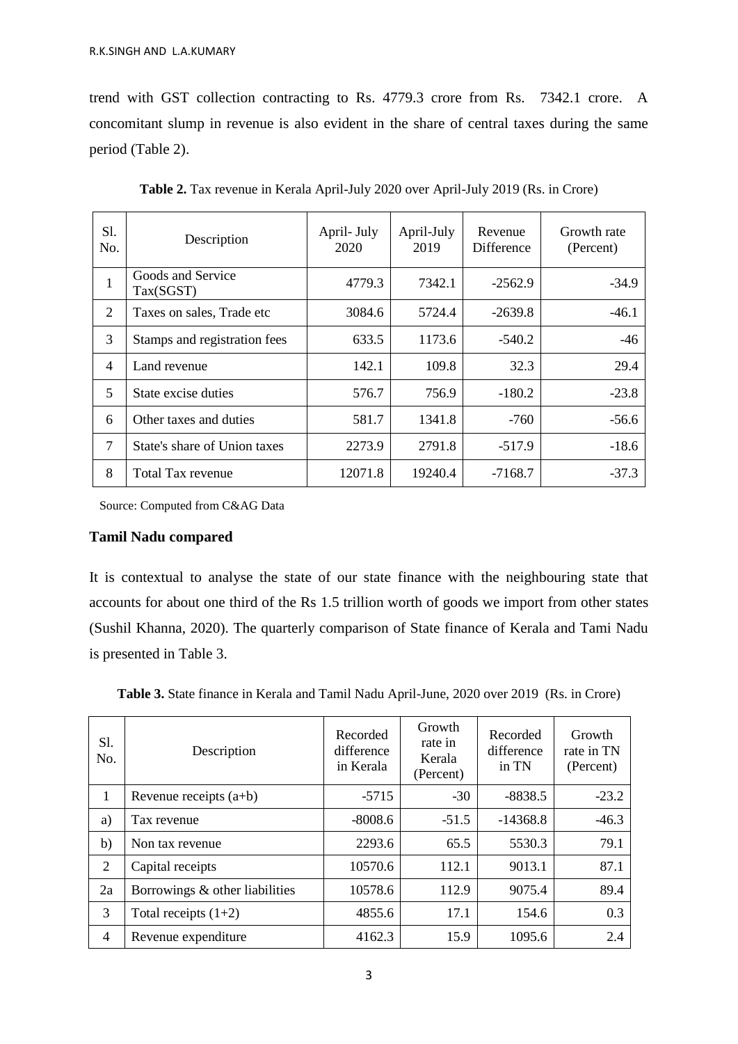trend with GST collection contracting to Rs. 4779.3 crore from Rs. 7342.1 crore. A concomitant slump in revenue is also evident in the share of central taxes during the same period (Table 2).

**Table 2.** Tax revenue in Kerala April-July 2020 over April-July 2019 (Rs. in Crore)

| Sl. No. | Description | April- July 2020 | April-July 2019 | Revenue Difference | Growth rate (Percent) |
|---|---|---|---|---|---|
| 1 | Goods and Service Tax(SGST) | 4779.3 | 7342.1 | -2562.9 | -34.9 |
| 2 | Taxes on sales, Trade etc | 3084.6 | 5724.4 | -2639.8 | -46.1 |
| 3 | Stamps and registration fees | 633.5 | 1173.6 | -540.2 | -46 |
| 4 | Land revenue | 142.1 | 109.8 | 32.3 | 29.4 |
| 5 | State excise duties | 576.7 | 756.9 | -180.2 | -23.8 |
| 6 | Other taxes and duties | 581.7 | 1341.8 | -760 | -56.6 |
| 7 | State's share of Union taxes | 2273.9 | 2791.8 | -517.9 | -18.6 |
| 8 | Total Tax revenue | 12071.8 | 19240.4 | -7168.7 | -37.3 |

Source: Computed from C&AG Data

**Tamil Nadu compared**

It is contextual to analyse the state of our state finance with the neighbouring state that accounts for about one third of the Rs 1.5 trillion worth of goods we import from other states (Sushil Khanna, 2020). The quarterly comparison of State finance of Kerala and Tami Nadu is presented in Table 3.

**Table 3.** State finance in Kerala and Tamil Nadu April-June, 2020 over 2019 (Rs. in Crore)

| Sl. No. | Description | Recorded difference in Kerala | Growth rate in Kerala (Percent) | Recorded difference in TN | Growth rate in TN (Percent) |
|---|---|---|---|---|---|
| 1 | Revenue receipts (a+b) | -5715 | -30 | -8838.5 | -23.2 |
| a) | Tax revenue | -8008.6 | -51.5 | -14368.8 | -46.3 |
| b) | Non tax revenue | 2293.6 | 65.5 | 5530.3 | 79.1 |
| 2 | Capital receipts | 10570.6 | 112.1 | 9013.1 | 87.1 |
| 2a | Borrowings & other liabilities | 10578.6 | 112.9 | 9075.4 | 89.4 |
| 3 | Total receipts (1+2) | 4855.6 | 17.1 | 154.6 | 0.3 |
| 4 | Revenue expenditure | 4162.3 | 15.9 | 1095.6 | 2.4 |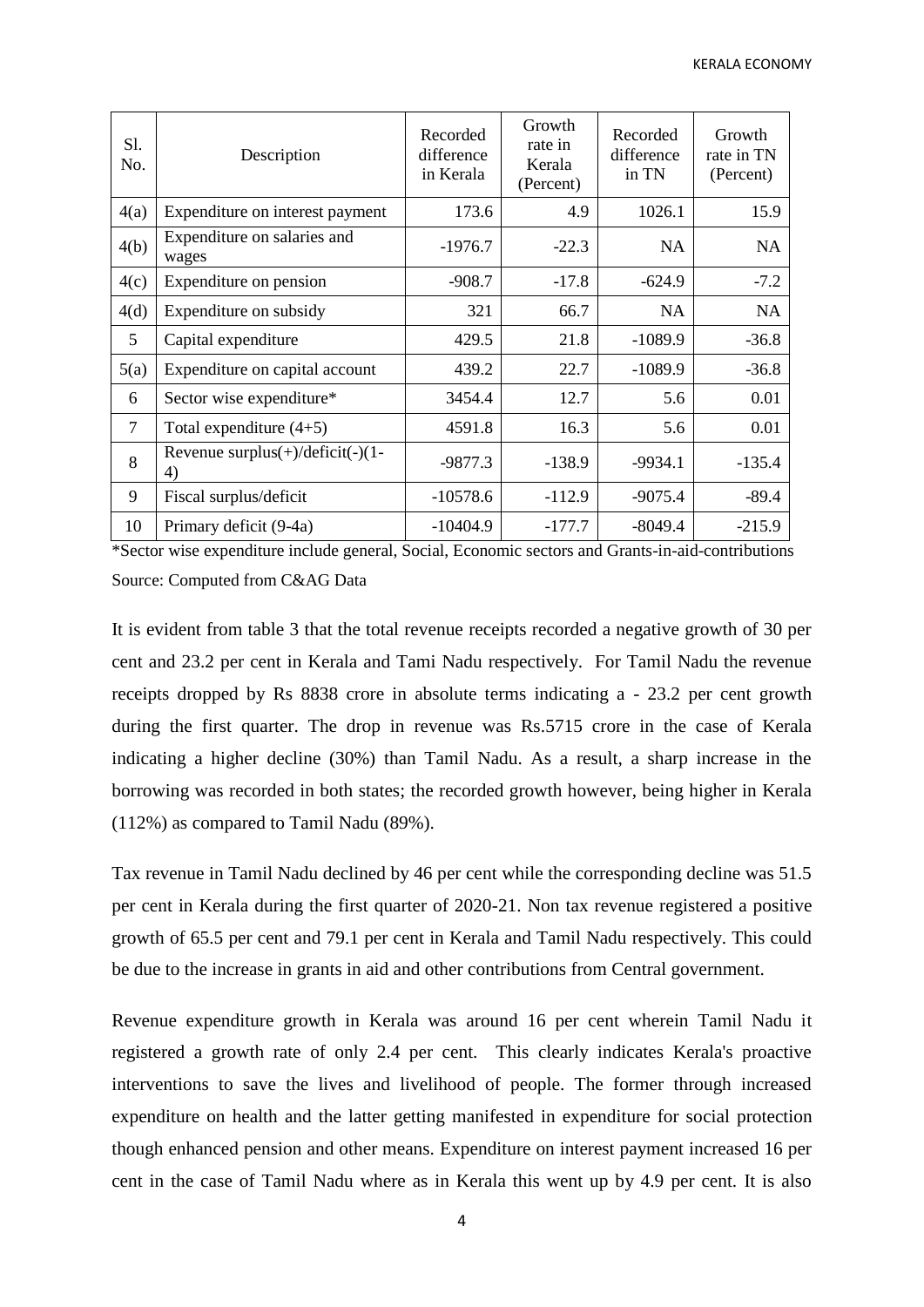| Sl. No. | Description | Recorded difference in Kerala | Growth rate in Kerala (Percent) | Recorded difference in TN | Growth rate in TN (Percent) |
|---|---|---|---|---|---|
| 4(a) | Expenditure on interest payment | 173.6 | 4.9 | 1026.1 | 15.9 |
| 4(b) | Expenditure on salaries and wages | -1976.7 | -22.3 | NA | NA |
| 4(c) | Expenditure on pension | -908.7 | -17.8 | -624.9 | -7.2 |
| 4(d) | Expenditure on subsidy | 321 | 66.7 | NA | NA |
| 5 | Capital expenditure | 429.5 | 21.8 | -1089.9 | -36.8 |
| 5(a) | Expenditure on capital account | 439.2 | 22.7 | -1089.9 | -36.8 |
| 6 | Sector wise expenditure* | 3454.4 | 12.7 | 5.6 | 0.01 |
| 7 | Total expenditure (4+5) | 4591.8 | 16.3 | 5.6 | 0.01 |
| 8 | Revenue surplus(+)/deficit(-)(1-4) | -9877.3 | -138.9 | -9934.1 | -135.4 |
| 9 | Fiscal surplus/deficit | -10578.6 | -112.9 | -9075.4 | -89.4 |
| 10 | Primary deficit (9-4a) | -10404.9 | -177.7 | -8049.4 | -215.9 |

*Sector wise expenditure include general, Social, Economic sectors and Grants-in-aid-contributions

Source: Computed from C&AG Data

It is evident from table 3 that the total revenue receipts recorded a negative growth of 30 per cent and 23.2 per cent in Kerala and Tami Nadu respectively. For Tamil Nadu the revenue receipts dropped by Rs 8838 crore in absolute terms indicating a - 23.2 per cent growth during the first quarter. The drop in revenue was Rs.5715 crore in the case of Kerala indicating a higher decline (30%) than Tamil Nadu. As a result, a sharp increase in the borrowing was recorded in both states; the recorded growth however, being higher in Kerala (112%) as compared to Tamil Nadu (89%).

Tax revenue in Tamil Nadu declined by 46 per cent while the corresponding decline was 51.5 per cent in Kerala during the first quarter of 2020-21. Non tax revenue registered a positive growth of 65.5 per cent and 79.1 per cent in Kerala and Tamil Nadu respectively. This could be due to the increase in grants in aid and other contributions from Central government.

Revenue expenditure growth in Kerala was around 16 per cent wherein Tamil Nadu it registered a growth rate of only 2.4 per cent. This clearly indicates Kerala's proactive interventions to save the lives and livelihood of people. The former through increased expenditure on health and the latter getting manifested in expenditure for social protection though enhanced pension and other means. Expenditure on interest payment increased 16 per cent in the case of Tamil Nadu where as in Kerala this went up by 4.9 per cent. It is also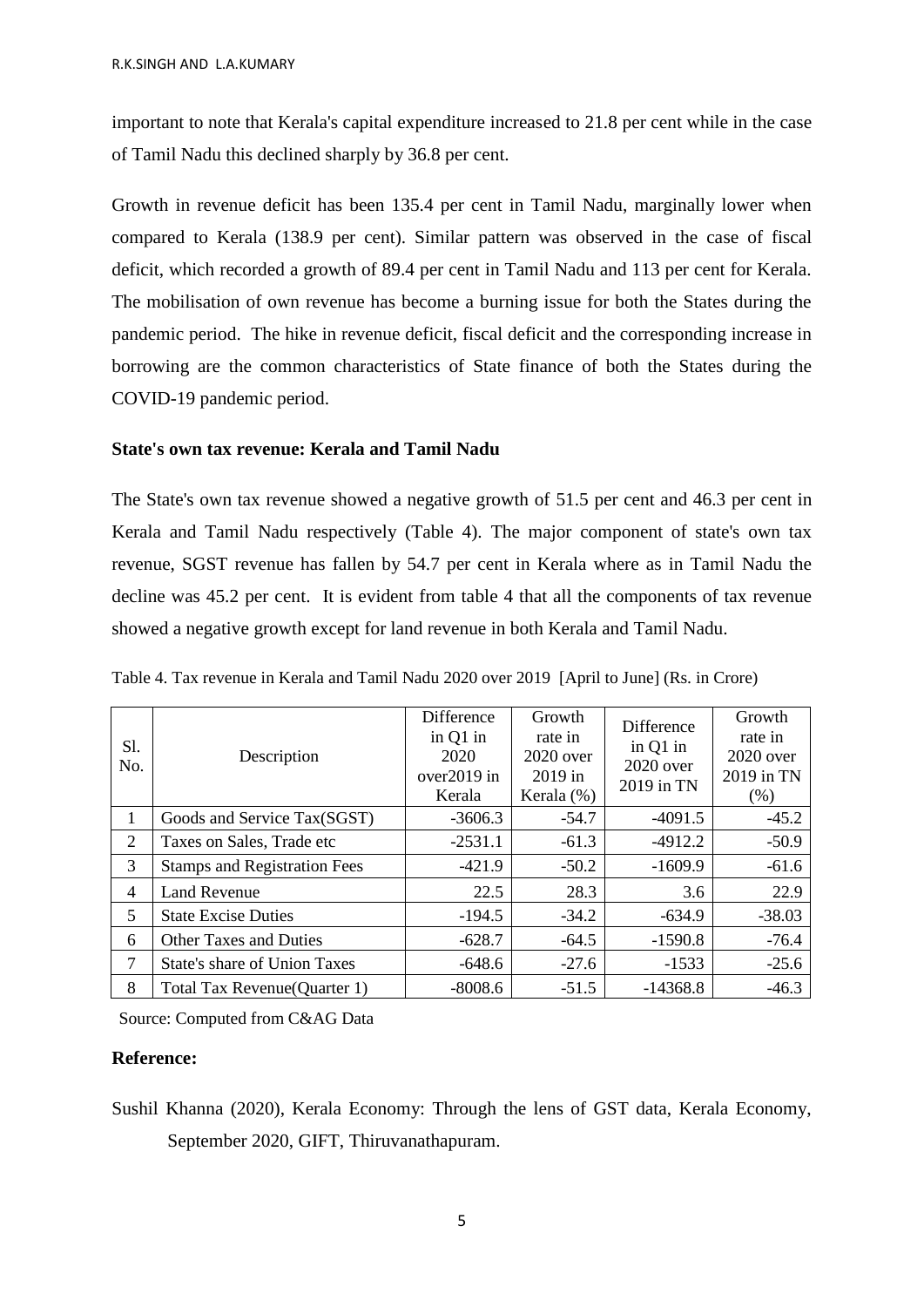important to note that Kerala's capital expenditure increased to 21.8 per cent while in the case of Tamil Nadu this declined sharply by 36.8 per cent.

Growth in revenue deficit has been 135.4 per cent in Tamil Nadu, marginally lower when compared to Kerala (138.9 per cent). Similar pattern was observed in the case of fiscal deficit, which recorded a growth of 89.4 per cent in Tamil Nadu and 113 per cent for Kerala. The mobilisation of own revenue has become a burning issue for both the States during the pandemic period. The hike in revenue deficit, fiscal deficit and the corresponding increase in borrowing are the common characteristics of State finance of both the States during the COVID-19 pandemic period.

### State's own tax revenue: Kerala and Tamil Nadu

The State's own tax revenue showed a negative growth of 51.5 per cent and 46.3 per cent in Kerala and Tamil Nadu respectively (Table 4). The major component of state's own tax revenue, SGST revenue has fallen by 54.7 per cent in Kerala where as in Tamil Nadu the decline was 45.2 per cent. It is evident from table 4 that all the components of tax revenue showed a negative growth except for land revenue in both Kerala and Tamil Nadu.

Table 4. Tax revenue in Kerala and Tamil Nadu 2020 over 2019 [April to June] (Rs. in Crore)

| Sl. No. | Description | Difference in Q1 in 2020 over2019 in Kerala | Growth rate in 2020 over 2019 in Kerala (%) | Difference in Q1 in 2020 over 2019 in TN | Growth rate in 2020 over 2019 in TN (%) |
|---|---|---|---|---|---|
| 1 | Goods and Service Tax(SGST) | -3606.3 | -54.7 | -4091.5 | -45.2 |
| 2 | Taxes on Sales, Trade etc | -2531.1 | -61.3 | -4912.2 | -50.9 |
| 3 | Stamps and Registration Fees | -421.9 | -50.2 | -1609.9 | -61.6 |
| 4 | Land Revenue | 22.5 | 28.3 | 3.6 | 22.9 |
| 5 | State Excise Duties | -194.5 | -34.2 | -634.9 | -38.03 |
| 6 | Other Taxes and Duties | -628.7 | -64.5 | -1590.8 | -76.4 |
| 7 | State's share of Union Taxes | -648.6 | -27.6 | -1533 | -25.6 |
| 8 | Total Tax Revenue(Quarter 1) | -8008.6 | -51.5 | -14368.8 | -46.3 |

Source: Computed from C&AG Data

### Reference:

Sushil Khanna (2020), Kerala Economy: Through the lens of GST data, Kerala Economy, September 2020, GIFT, Thiruvanathapuram.